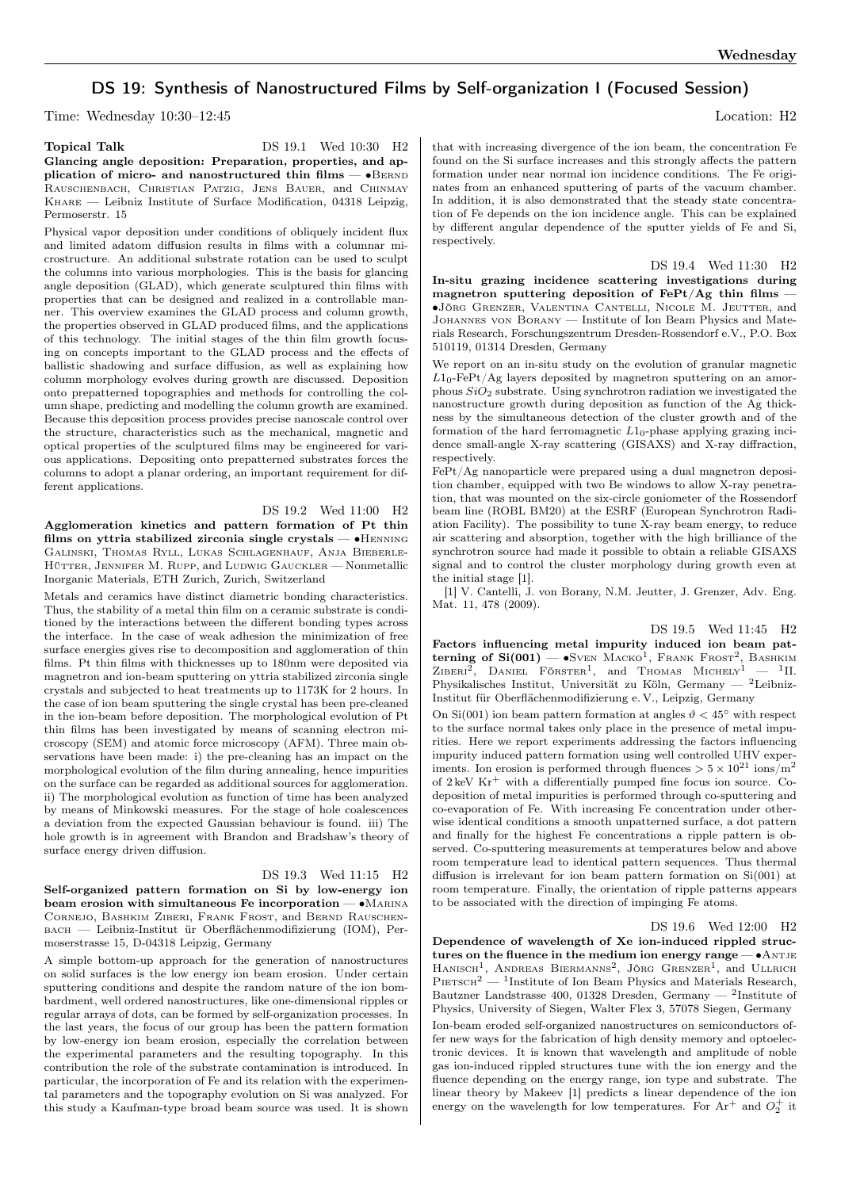# DS 19: Synthesis of Nanostructured Films by Self-organization I (Focused Session)

Time: Wednesday 10:30–12:45 Location: H2

**Topical Talk** DS 19.1 Wed 10:30 H2

**Glancing angle deposition: Preparation, properties, and application of micro- and nanostructured thin films** — •Bernd Rauschenbach, Christian Patzig, Jens Bauer, and Chinmay Khare — Leibniz Institute of Surface Modification, 04318 Leipzig, Permoserstr. 15

Physical vapor deposition under conditions of obliquely incident flux and limited adatom diffusion results in films with a columnar microstructure. An additional substrate rotation can be used to sculpt the columns into various morphologies. This is the basis for glancing angle deposition (GLAD), which generate sculptured thin films with properties that can be designed and realized in a controllable manner. This overview examines the GLAD process and column growth, the properties observed in GLAD produced films, and the applications of this technology. The initial stages of the thin film growth focusing on concepts important to the GLAD process and the effects of ballistic shadowing and surface diffusion, as well as explaining how column morphology evolves during growth are discussed. Deposition onto prepatterned topographies and methods for controlling the column shape, predicting and modelling the column growth are examined. Because this deposition process provides precise nanoscale control over the structure, characteristics such as the mechanical, magnetic and optical properties of the sculptured films may be engineered for various applications. Depositing onto prepatterned substrates forces the columns to adopt a planar ordering, an important requirement for different applications.

DS 19.2 Wed 11:00 H2

**Agglomeration kinetics and pattern formation of Pt thin films on yttria stabilized zirconia single crystals** — •Henning Galinski, Thomas Ryll, Lukas Schlagenhauf, Anja Bieberle-Hütter, Jennifer M. Rupp, and Ludwig Gauckler — Nonmetallic Inorganic Materials, ETH Zurich, Zurich, Switzerland

Metals and ceramics have distinct diametric bonding characteristics. Thus, the stability of a metal thin film on a ceramic substrate is conditioned by the interactions between the different bonding types across the interface. In the case of weak adhesion the minimization of free surface energies gives rise to decomposition and agglomeration of thin films. Pt thin films with thicknesses up to 180nm were deposited via magnetron and ion-beam sputtering on yttria stabilized zirconia single crystals and subjected to heat treatments up to 1173K for 2 hours. In the case of ion beam sputtering the single crystal has been pre-cleaned in the ion-beam before deposition. The morphological evolution of Pt thin films has been investigated by means of scanning electron microscopy (SEM) and atomic force microscopy (AFM). Three main observations have been made: i) the pre-cleaning has an impact on the morphological evolution of the film during annealing, hence impurities on the surface can be regarded as additional sources for agglomeration. ii) The morphological evolution as function of time has been analyzed by means of Minkowski measures. For the stage of hole coalescences a deviation from the expected Gaussian behaviour is found. iii) The hole growth is in agreement with Brandon and Bradshaw's theory of surface energy driven diffusion.

DS 19.3 Wed 11:15 H2

**Self-organized pattern formation on Si by low-energy ion beam erosion with simultaneous Fe incorporation** — •Marina Cornejo, Bashkim Ziberi, Frank Frost, and Bernd Rauschenbach — Leibniz-Institut ür Oberflächenmodifizierung (IOM), Permoserstrasse 15, D-04318 Leipzig, Germany

A simple bottom-up approach for the generation of nanostructures on solid surfaces is the low energy ion beam erosion. Under certain sputtering conditions and despite the random nature of the ion bombardment, well ordered nanostructures, like one-dimensional ripples or regular arrays of dots, can be formed by self-organization processes. In the last years, the focus of our group has been the pattern formation by low-energy ion beam erosion, especially the correlation between the experimental parameters and the resulting topography. In this contribution the role of the substrate contamination is introduced. In particular, the incorporation of Fe and its relation with the experimental parameters and the topography evolution on Si was analyzed. For this study a Kaufman-type broad beam source was used. It is shown that with increasing divergence of the ion beam, the concentration Fe found on the Si surface increases and this strongly affects the pattern formation under near normal ion incidence conditions. The Fe originates from an enhanced sputtering of parts of the vacuum chamber. In addition, it is also demonstrated that the steady state concentration of Fe depends on the ion incidence angle. This can be explained by different angular dependence of the sputter yields of Fe and Si, respectively.

DS 19.4 Wed 11:30 H2

**In-situ grazing incidence scattering investigations during magnetron sputtering deposition of FePt/Ag thin films** — •Jörg Grenzer, Valentina Cantelli, Nicole M. Jeutter, and Johannes von Borany — Institute of Ion Beam Physics and Materials Research, Forschungszentrum Dresden-Rossendorf e.V., P.O. Box 510119, 01314 Dresden, Germany

We report on an in-situ study on the evolution of granular magnetic $L1_0$-FePt/Ag layers deposited by magnetron sputtering on an amorphous $SiO_2$ substrate. Using synchrotron radiation we investigated the nanostructure growth during deposition as function of the Ag thickness by the simultaneous detection of the cluster growth and of the formation of the hard ferromagnetic $L1_0$-phase applying grazing incidence small-angle X-ray scattering (GISAXS) and X-ray diffraction, respectively.

FePt/Ag nanoparticle were prepared using a dual magnetron deposition chamber, equipped with two Be windows to allow X-ray penetration, that was mounted on the six-circle goniometer of the Rossendorf beam line (ROBL BM20) at the ESRF (European Synchrotron Radiation Facility). The possibility to tune X-ray beam energy, to reduce air scattering and absorption, together with the high brilliance of the synchrotron source had made it possible to obtain a reliable GISAXS signal and to control the cluster morphology during growth even at the initial stage [1].

[1] V. Cantelli, J. von Borany, N.M. Jeutter, J. Grenzer, Adv. Eng. Mat. 11, 478 (2009).

DS 19.5 Wed 11:45 H2

**Factors influencing metal impurity induced ion beam patterning of Si(001)** — •Sven Macko[1], Frank Frost[2], Bashkim Ziberi[2], Daniel Förster[1], and Thomas Michely[1] — [1]II. Physikalisches Institut, Universität zu Köln, Germany — [2]Leibniz-Institut für Oberflächenmodifizierung e. V., Leipzig, Germany

On Si(001) ion beam pattern formation at angles $\vartheta < 45°$ with respect to the surface normal takes only place in the presence of metal impurities. Here we report experiments addressing the factors influencing impurity induced pattern formation using well controlled UHV experiments. Ion erosion is performed through fluences $> 5 \times 10^{21}$ ions/m$^2$ of 2 keV $Kr^+$ with a differentially pumped fine focus ion source. Codeposition of metal impurities is performed through co-sputtering and co-evaporation of Fe. With increasing Fe concentration under otherwise identical conditions a smooth unpatterned surface, a dot pattern and finally for the highest Fe concentrations a ripple pattern is observed. Co-sputtering measurements at temperatures below and above room temperature lead to identical pattern sequences. Thus thermal diffusion is irrelevant for ion beam pattern formation on Si(001) at room temperature. Finally, the orientation of ripple patterns appears to be associated with the direction of impinging Fe atoms.

DS 19.6 Wed 12:00 H2

**Dependence of wavelength of Xe ion-induced rippled structures on the fluence in the medium ion energy range** — •Antje Hanisch[1], Andreas Biermanns[2], Jörg Grenzer[1], and Ullrich Pietsch[2] — [1]Institute of Ion Beam Physics and Materials Research, Bautzner Landstrasse 400, 01328 Dresden, Germany — [2]Institute of Physics, University of Siegen, Walter Flex 3, 57078 Siegen, Germany

Ion-beam eroded self-organized nanostructures on semiconductors offer new ways for the fabrication of high density memory and optoelectronic devices. It is known that wavelength and amplitude of noble gas ion-induced rippled structures tune with the ion energy and the fluence depending on the energy range, ion type and substrate. The linear theory by Makeev [1] predicts a linear dependence of the ion energy on the wavelength for low temperatures. For $Ar^+$ and $O_2^+$ it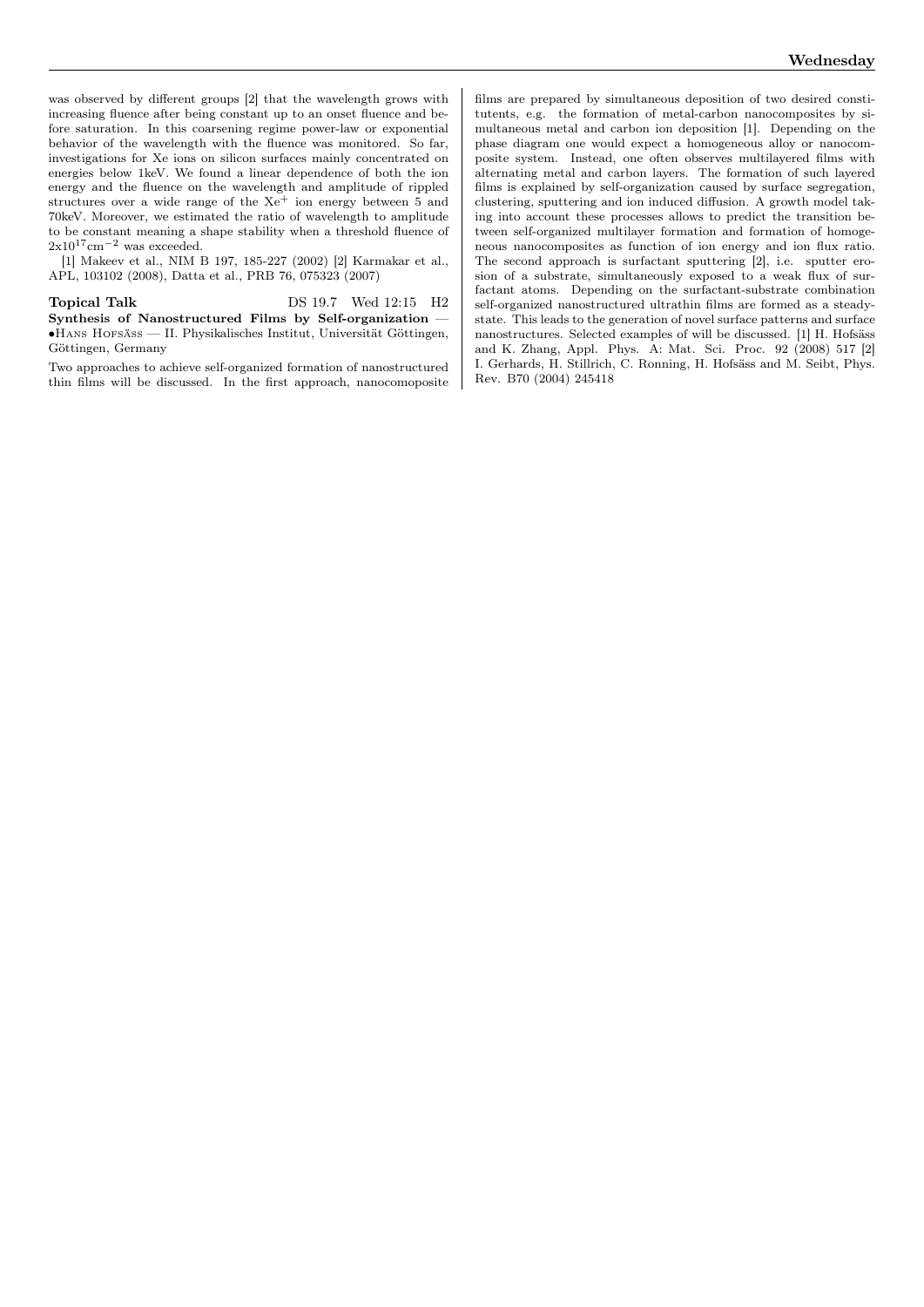was observed by different groups [2] that the wavelength grows with increasing fluence after being constant up to an onset fluence and before saturation. In this coarsening regime power-law or exponential behavior of the wavelength with the fluence was monitored. So far, investigations for Xe ions on silicon surfaces mainly concentrated on energies below 1keV. We found a linear dependence of both the ion energy and the fluence on the wavelength and amplitude of rippled structures over a wide range of the $Xe^{+}$ ion energy between 5 and 70keV. Moreover, we estimated the ratio of wavelength to amplitude to be constant meaning a shape stability when a threshold fluence of $2x10^{17}cm^{-2}$ was exceeded.

[1] Makeev et al., NIM B 197, 185-227 (2002) [2] Karmakar et al., APL, 103102 (2008), Datta et al., PRB 76, 075323 (2007)

**Topical Talk** DS 19.7 Wed 12:15 H2

**Synthesis of Nanostructured Films by Self-organization** — •Hans Hofsäss — II. Physikalisches Institut, Universität Göttingen, Göttingen, Germany

Two approaches to achieve self-organized formation of nanostructured thin films will be discussed. In the first approach, nanocomoposite films are prepared by simultaneous deposition of two desired constitutents, e.g. the formation of metal-carbon nanocomposites by simultaneous metal and carbon ion deposition [1]. Depending on the phase diagram one would expect a homogeneous alloy or nanocomposite system. Instead, one often observes multilayered films with alternating metal and carbon layers. The formation of such layered films is explained by self-organization caused by surface segregation, clustering, sputtering and ion induced diffusion. A growth model taking into account these processes allows to predict the transition between self-organized multilayer formation and formation of homogeneous nanocomposites as function of ion energy and ion flux ratio. The second approach is surfactant sputtering [2], i.e. sputter erosion of a substrate, simultaneously exposed to a weak flux of surfactant atoms. Depending on the surfactant-substrate combination self-organized nanostructured ultrathin films are formed as a steady-state. This leads to the generation of novel surface patterns and surface nanostructures. Selected examples of will be discussed. [1] H. Hofsäss and K. Zhang, Appl. Phys. A: Mat. Sci. Proc. 92 (2008) 517 [2] I. Gerhards, H. Stillrich, C. Ronning, H. Hofsäss and M. Seibt, Phys. Rev. B70 (2004) 245418